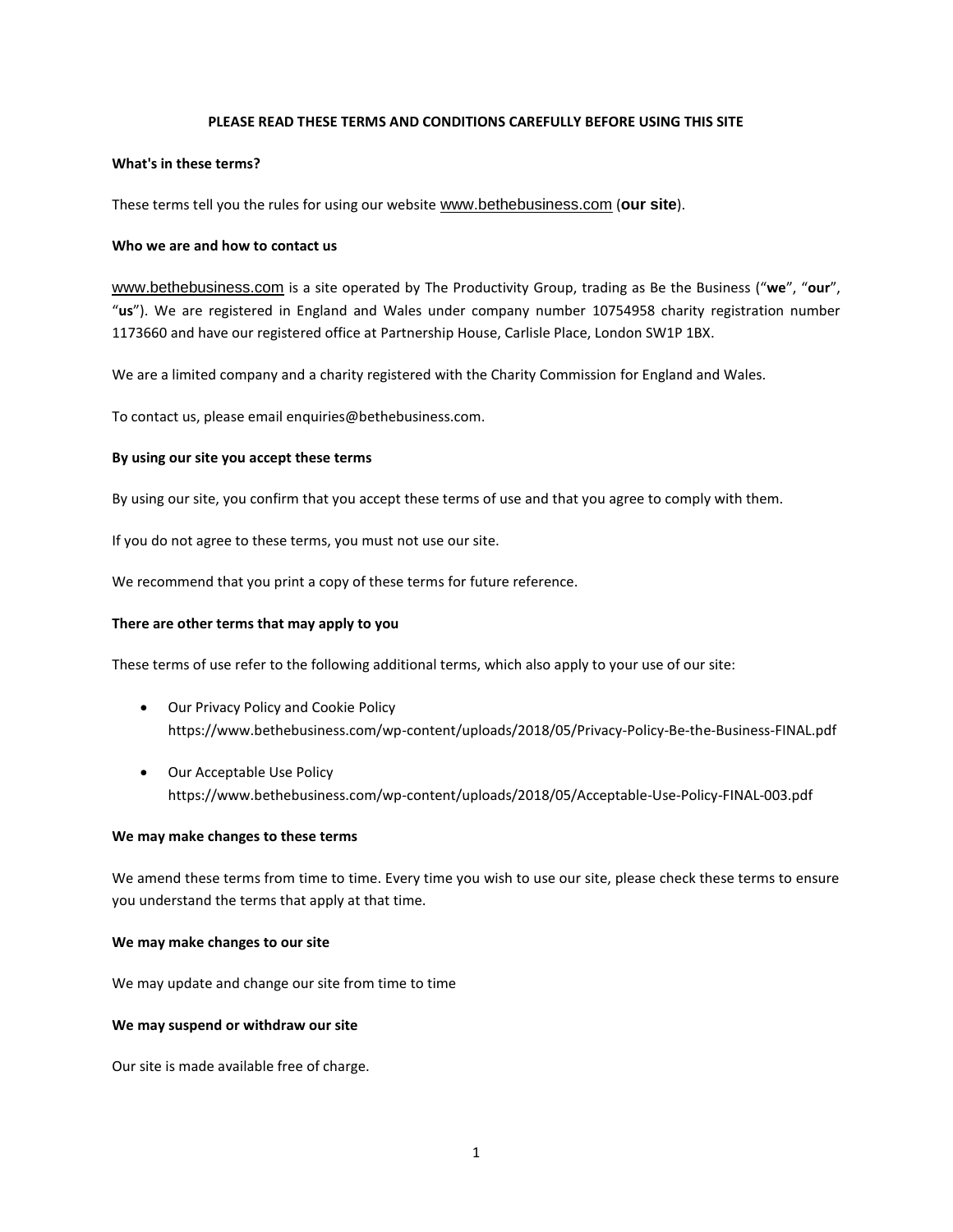# PLEASE READ THESE TERMS AND CONDITIONS CAREFULLY BEFORE USING THIS SITE

**What's in these terms?**

These terms tell you the rules for using our website www.bethebusiness.com (**our site**).

**Who we are and how to contact us**

www.bethebusiness.com is a site operated by The Productivity Group, trading as Be the Business ("**we**", "**our**", "**us**"). We are registered in England and Wales under company number 10754958 charity registration number 1173660 and have our registered office at Partnership House, Carlisle Place, London SW1P 1BX.

We are a limited company and a charity registered with the Charity Commission for England and Wales.

To contact us, please email enquiries@bethebusiness.com.

**By using our site you accept these terms**

By using our site, you confirm that you accept these terms of use and that you agree to comply with them.

If you do not agree to these terms, you must not use our site.

We recommend that you print a copy of these terms for future reference.

**There are other terms that may apply to you**

These terms of use refer to the following additional terms, which also apply to your use of our site:

- Our Privacy Policy and Cookie Policy https://www.bethebusiness.com/wp-content/uploads/2018/05/Privacy-Policy-Be-the-Business-FINAL.pdf
- Our Acceptable Use Policy https://www.bethebusiness.com/wp-content/uploads/2018/05/Acceptable-Use-Policy-FINAL-003.pdf

**We may make changes to these terms**

We amend these terms from time to time. Every time you wish to use our site, please check these terms to ensure you understand the terms that apply at that time.

**We may make changes to our site**

We may update and change our site from time to time

**We may suspend or withdraw our site**

Our site is made available free of charge.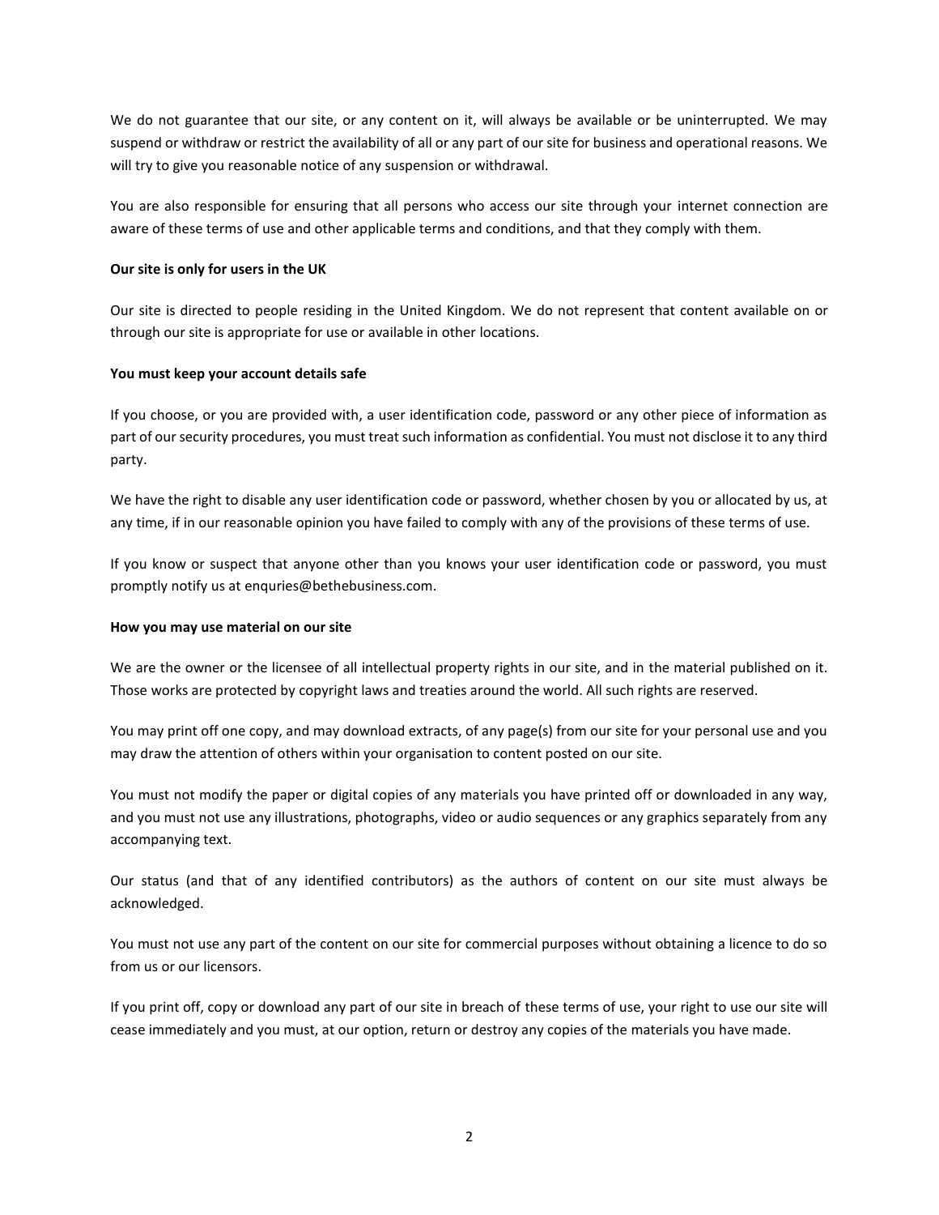We do not guarantee that our site, or any content on it, will always be available or be uninterrupted. We may suspend or withdraw or restrict the availability of all or any part of our site for business and operational reasons. We will try to give you reasonable notice of any suspension or withdrawal.

You are also responsible for ensuring that all persons who access our site through your internet connection are aware of these terms of use and other applicable terms and conditions, and that they comply with them.

**Our site is only for users in the UK**

Our site is directed to people residing in the United Kingdom. We do not represent that content available on or through our site is appropriate for use or available in other locations.

**You must keep your account details safe**

If you choose, or you are provided with, a user identification code, password or any other piece of information as part of our security procedures, you must treat such information as confidential. You must not disclose it to any third party.

We have the right to disable any user identification code or password, whether chosen by you or allocated by us, at any time, if in our reasonable opinion you have failed to comply with any of the provisions of these terms of use.

If you know or suspect that anyone other than you knows your user identification code or password, you must promptly notify us at enquries@bethebusiness.com.

**How you may use material on our site**

We are the owner or the licensee of all intellectual property rights in our site, and in the material published on it. Those works are protected by copyright laws and treaties around the world. All such rights are reserved.

You may print off one copy, and may download extracts, of any page(s) from our site for your personal use and you may draw the attention of others within your organisation to content posted on our site.

You must not modify the paper or digital copies of any materials you have printed off or downloaded in any way, and you must not use any illustrations, photographs, video or audio sequences or any graphics separately from any accompanying text.

Our status (and that of any identified contributors) as the authors of content on our site must always be acknowledged.

You must not use any part of the content on our site for commercial purposes without obtaining a licence to do so from us or our licensors.

If you print off, copy or download any part of our site in breach of these terms of use, your right to use our site will cease immediately and you must, at our option, return or destroy any copies of the materials you have made.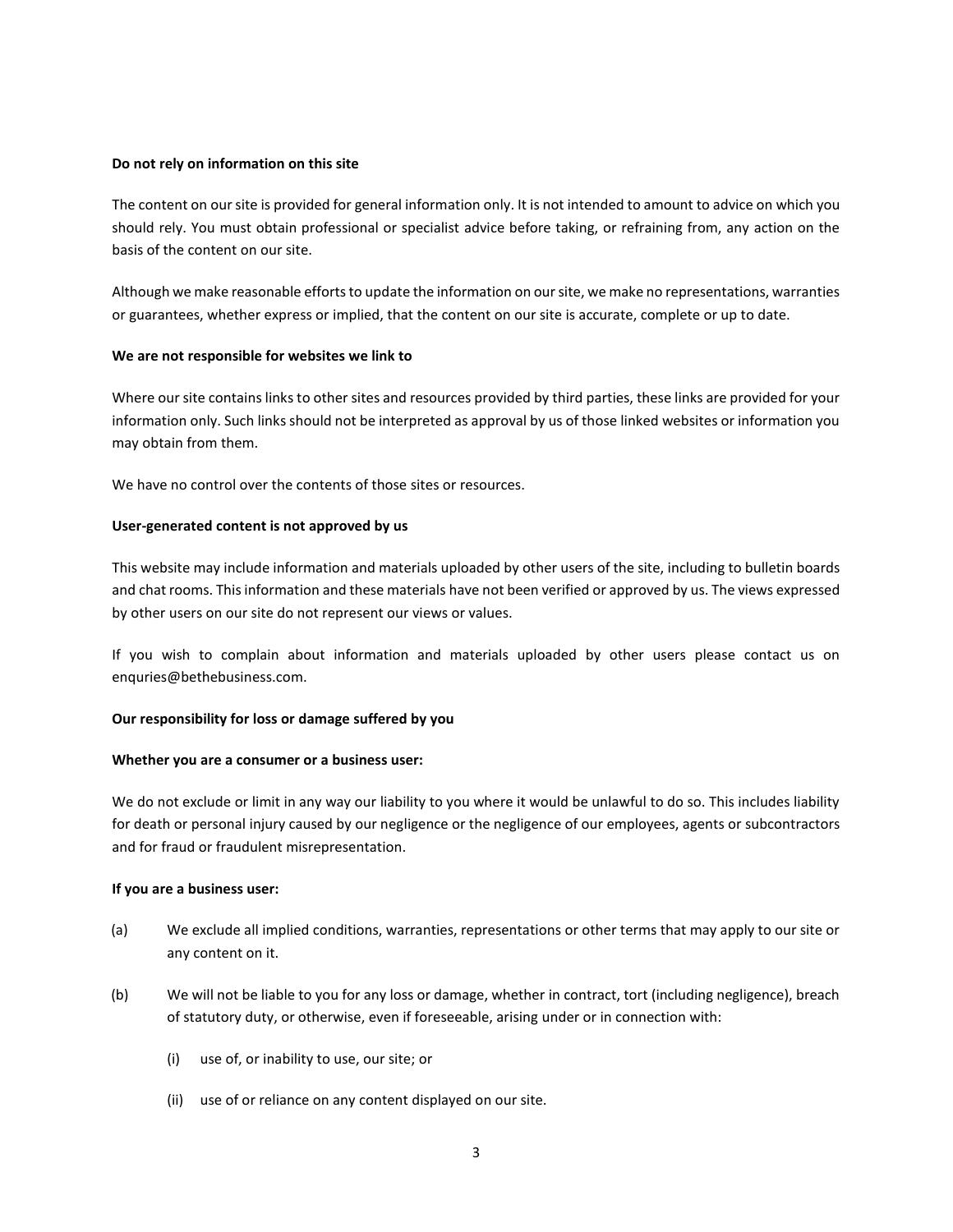**Do not rely on information on this site**

The content on our site is provided for general information only. It is not intended to amount to advice on which you should rely. You must obtain professional or specialist advice before taking, or refraining from, any action on the basis of the content on our site.

Although we make reasonable efforts to update the information on our site, we make no representations, warranties or guarantees, whether express or implied, that the content on our site is accurate, complete or up to date.

**We are not responsible for websites we link to**

Where our site contains links to other sites and resources provided by third parties, these links are provided for your information only. Such links should not be interpreted as approval by us of those linked websites or information you may obtain from them.

We have no control over the contents of those sites or resources.

**User-generated content is not approved by us**

This website may include information and materials uploaded by other users of the site, including to bulletin boards and chat rooms. This information and these materials have not been verified or approved by us. The views expressed by other users on our site do not represent our views or values.

If you wish to complain about information and materials uploaded by other users please contact us on enqurries@bethebusiness.com.

**Our responsibility for loss or damage suffered by you**

**Whether you are a consumer or a business user:**

We do not exclude or limit in any way our liability to you where it would be unlawful to do so. This includes liability for death or personal injury caused by our negligence or the negligence of our employees, agents or subcontractors and for fraud or fraudulent misrepresentation.

**If you are a business user:**

(a) We exclude all implied conditions, warranties, representations or other terms that may apply to our site or any content on it.

(b) We will not be liable to you for any loss or damage, whether in contract, tort (including negligence), breach of statutory duty, or otherwise, even if foreseeable, arising under or in connection with:

  (i) use of, or inability to use, our site; or

  (ii) use of or reliance on any content displayed on our site.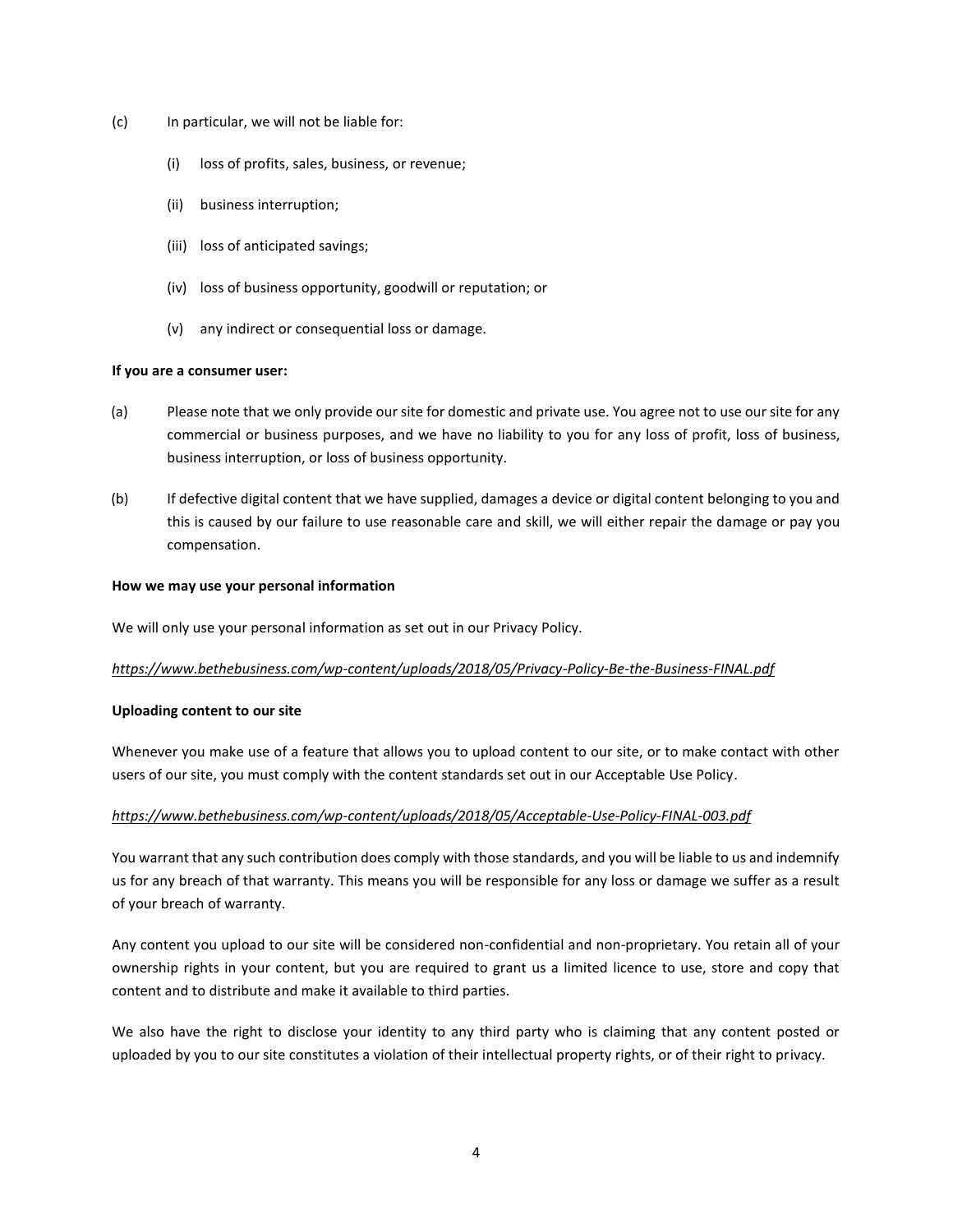(c) In particular, we will not be liable for:

   (i) loss of profits, sales, business, or revenue;

   (ii) business interruption;

   (iii) loss of anticipated savings;

   (iv) loss of business opportunity, goodwill or reputation; or

   (v) any indirect or consequential loss or damage.

**If you are a consumer user:**

(a) Please note that we only provide our site for domestic and private use. You agree not to use our site for any commercial or business purposes, and we have no liability to you for any loss of profit, loss of business, business interruption, or loss of business opportunity.

(b) If defective digital content that we have supplied, damages a device or digital content belonging to you and this is caused by our failure to use reasonable care and skill, we will either repair the damage or pay you compensation.

**How we may use your personal information**

We will only use your personal information as set out in our Privacy Policy.

*https://www.bethebusiness.com/wp-content/uploads/2018/05/Privacy-Policy-Be-the-Business-FINAL.pdf*

**Uploading content to our site**

Whenever you make use of a feature that allows you to upload content to our site, or to make contact with other users of our site, you must comply with the content standards set out in our Acceptable Use Policy.

*https://www.bethebusiness.com/wp-content/uploads/2018/05/Acceptable-Use-Policy-FINAL-003.pdf*

You warrant that any such contribution does comply with those standards, and you will be liable to us and indemnify us for any breach of that warranty. This means you will be responsible for any loss or damage we suffer as a result of your breach of warranty.

Any content you upload to our site will be considered non-confidential and non-proprietary. You retain all of your ownership rights in your content, but you are required to grant us a limited licence to use, store and copy that content and to distribute and make it available to third parties.

We also have the right to disclose your identity to any third party who is claiming that any content posted or uploaded by you to our site constitutes a violation of their intellectual property rights, or of their right to privacy.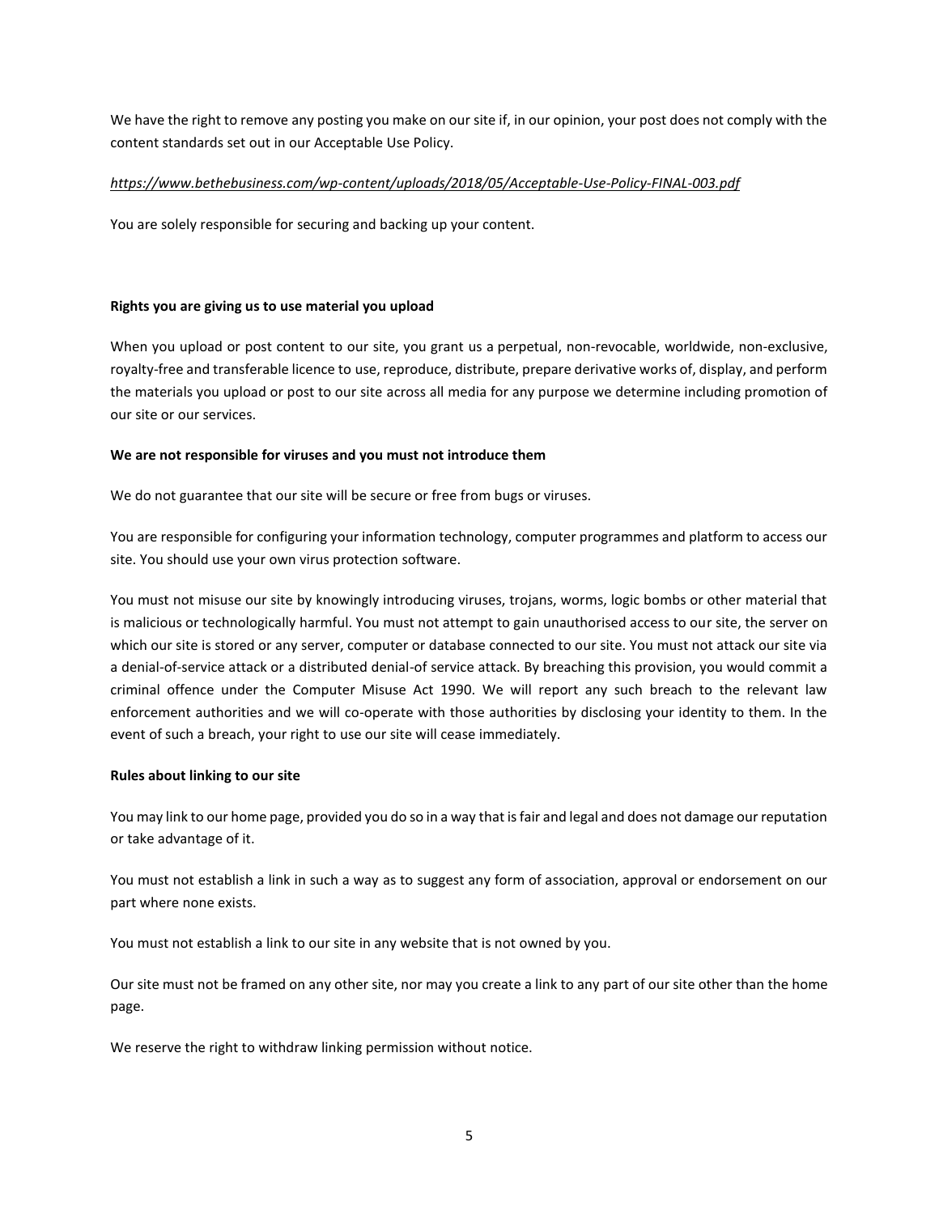We have the right to remove any posting you make on our site if, in our opinion, your post does not comply with the content standards set out in our Acceptable Use Policy.

*https://www.bethebusiness.com/wp-content/uploads/2018/05/Acceptable-Use-Policy-FINAL-003.pdf*

You are solely responsible for securing and backing up your content.

**Rights you are giving us to use material you upload**

When you upload or post content to our site, you grant us a perpetual, non-revocable, worldwide, non-exclusive, royalty-free and transferable licence to use, reproduce, distribute, prepare derivative works of, display, and perform the materials you upload or post to our site across all media for any purpose we determine including promotion of our site or our services.

**We are not responsible for viruses and you must not introduce them**

We do not guarantee that our site will be secure or free from bugs or viruses.

You are responsible for configuring your information technology, computer programmes and platform to access our site. You should use your own virus protection software.

You must not misuse our site by knowingly introducing viruses, trojans, worms, logic bombs or other material that is malicious or technologically harmful. You must not attempt to gain unauthorised access to our site, the server on which our site is stored or any server, computer or database connected to our site. You must not attack our site via a denial-of-service attack or a distributed denial-of service attack. By breaching this provision, you would commit a criminal offence under the Computer Misuse Act 1990. We will report any such breach to the relevant law enforcement authorities and we will co-operate with those authorities by disclosing your identity to them. In the event of such a breach, your right to use our site will cease immediately.

**Rules about linking to our site**

You may link to our home page, provided you do so in a way that is fair and legal and does not damage our reputation or take advantage of it.

You must not establish a link in such a way as to suggest any form of association, approval or endorsement on our part where none exists.

You must not establish a link to our site in any website that is not owned by you.

Our site must not be framed on any other site, nor may you create a link to any part of our site other than the home page.

We reserve the right to withdraw linking permission without notice.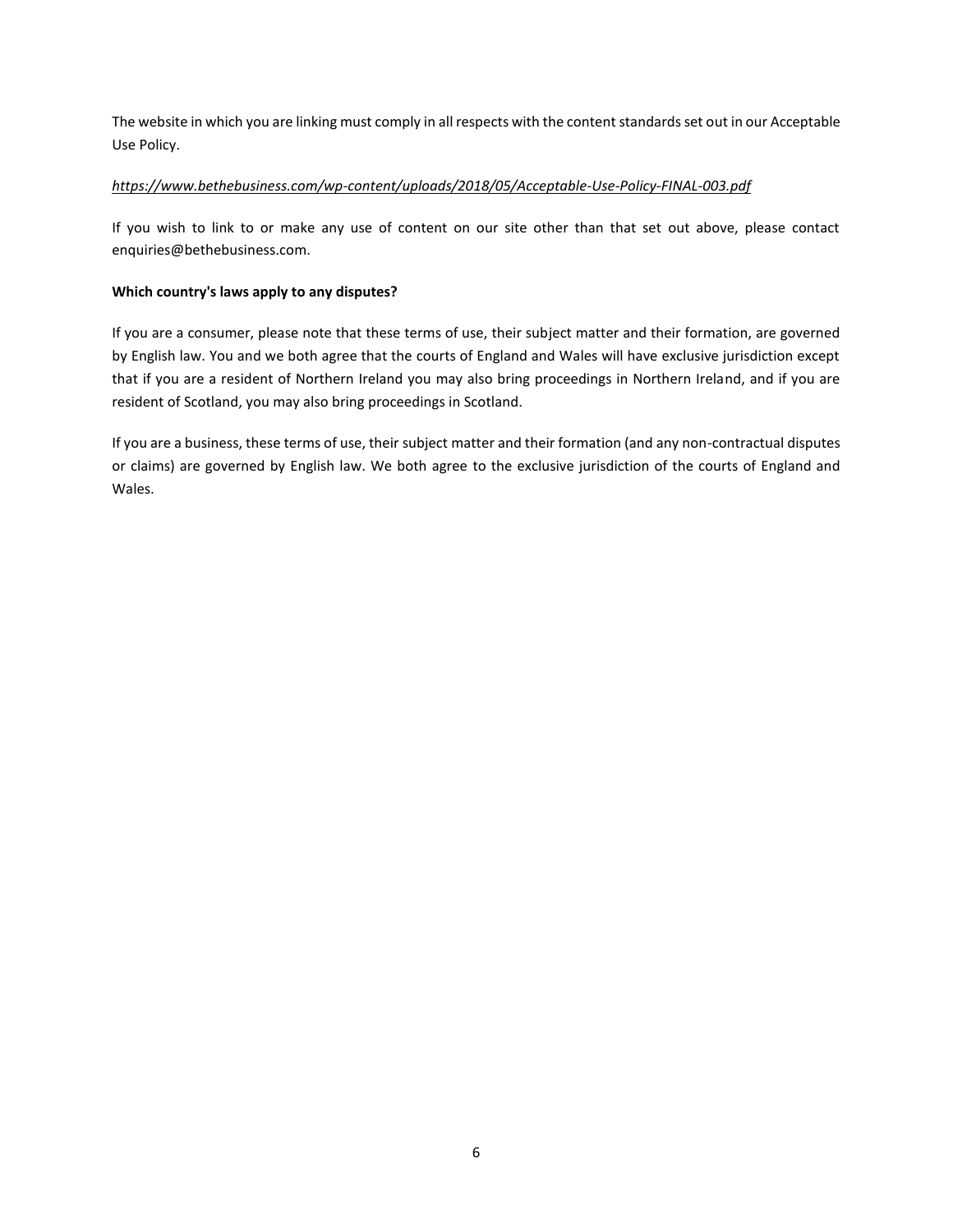The website in which you are linking must comply in all respects with the content standards set out in our Acceptable Use Policy.

*https://www.bethebusiness.com/wp-content/uploads/2018/05/Acceptable-Use-Policy-FINAL-003.pdf*

If you wish to link to or make any use of content on our site other than that set out above, please contact enquiries@bethebusiness.com.

**Which country's laws apply to any disputes?**

If you are a consumer, please note that these terms of use, their subject matter and their formation, are governed by English law. You and we both agree that the courts of England and Wales will have exclusive jurisdiction except that if you are a resident of Northern Ireland you may also bring proceedings in Northern Ireland, and if you are resident of Scotland, you may also bring proceedings in Scotland.

If you are a business, these terms of use, their subject matter and their formation (and any non-contractual disputes or claims) are governed by English law. We both agree to the exclusive jurisdiction of the courts of England and Wales.